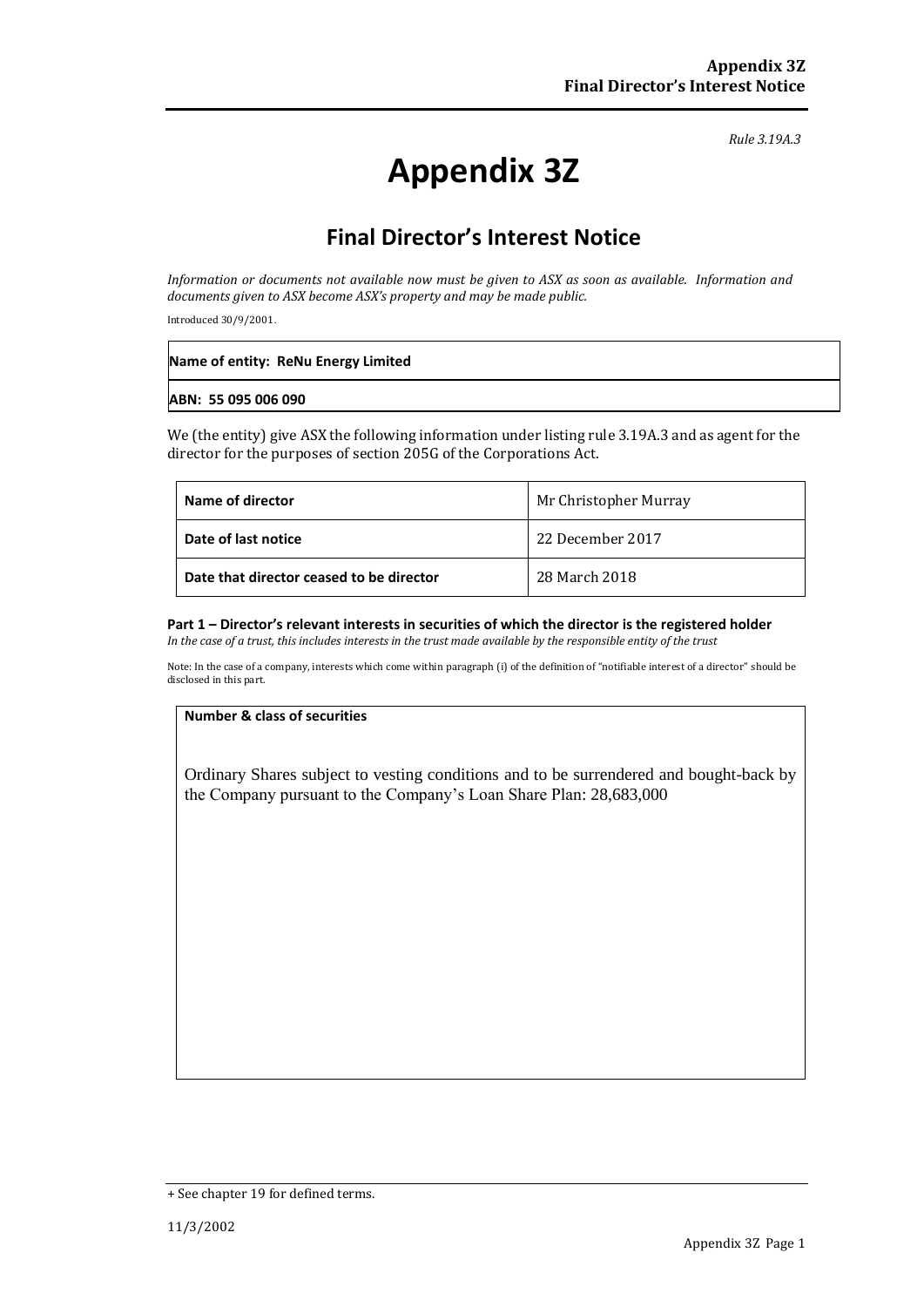*Rule 3.19A.3*

# Appendix 3Z

## Final Director's Interest Notice

*Information or documents not available now must be given to ASX as soon as available. Information and documents given to ASX become ASX's property and may be made public.*

Introduced 30/9/2001.

| **Name of entity: ReNu Energy Limited** |
|---|
| **ABN: 55 095 006 090** |

We (the entity) give ASX the following information under listing rule 3.19A.3 and as agent for the director for the purposes of section 205G of the Corporations Act.

| | |
|---|---|
| **Name of director** | Mr Christopher Murray |
| **Date of last notice** | 22 December 2017 |
| **Date that director ceased to be director** | 28 March 2018 |

**Part 1 – Director's relevant interests in securities of which the director is the registered holder**

*In the case of a trust, this includes interests in the trust made available by the responsible entity of the trust*

Note: In the case of a company, interests which come within paragraph (i) of the definition of "notifiable interest of a director" should be disclosed in this part.

| **Number & class of securities** |
|---|
| Ordinary Shares subject to vesting conditions and to be surrendered and bought-back by the Company pursuant to the Company's Loan Share Plan: 28,683,000 |

+ See chapter 19 for defined terms.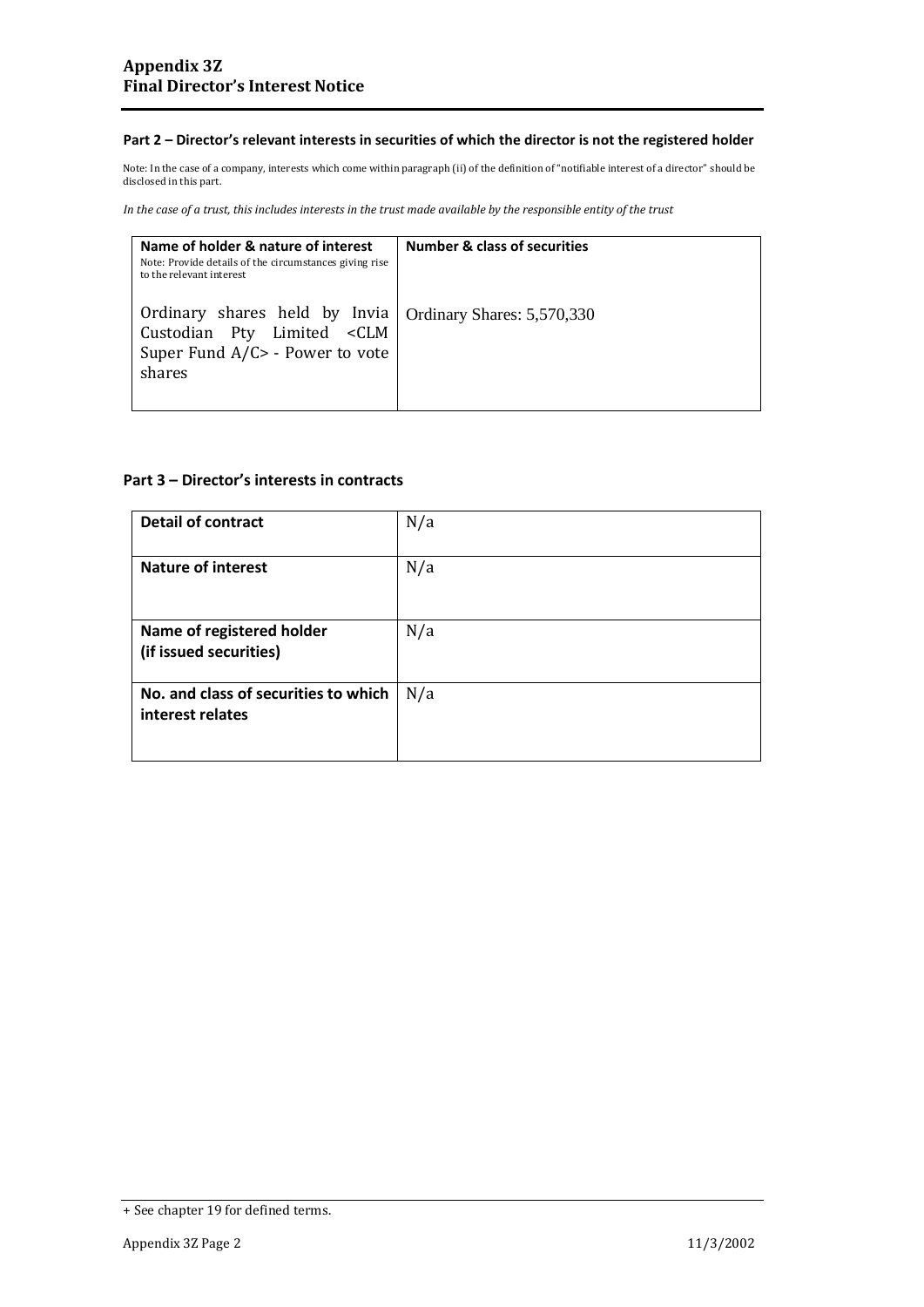## Part 2 – Director's relevant interests in securities of which the director is not the registered holder

Note: In the case of a company, interests which come within paragraph (ii) of the definition of "notifiable interest of a director" should be disclosed in this part.

*In the case of a trust, this includes interests in the trust made available by the responsible entity of the trust*

| **Name of holder & nature of interest**<br>Note: Provide details of the circumstances giving rise to the relevant interest | **Number & class of securities** |
| --- | --- |
| Ordinary shares held by Invia Custodian Pty Limited <CLM Super Fund A/C> - Power to vote shares | Ordinary Shares: 5,570,330 |

## Part 3 – Director's interests in contracts

| | |
| --- | --- |
| **Detail of contract** | N/a |
| **Nature of interest** | N/a |
| **Name of registered holder (if issued securities)** | N/a |
| **No. and class of securities to which interest relates** | N/a |

+ See chapter 19 for defined terms.